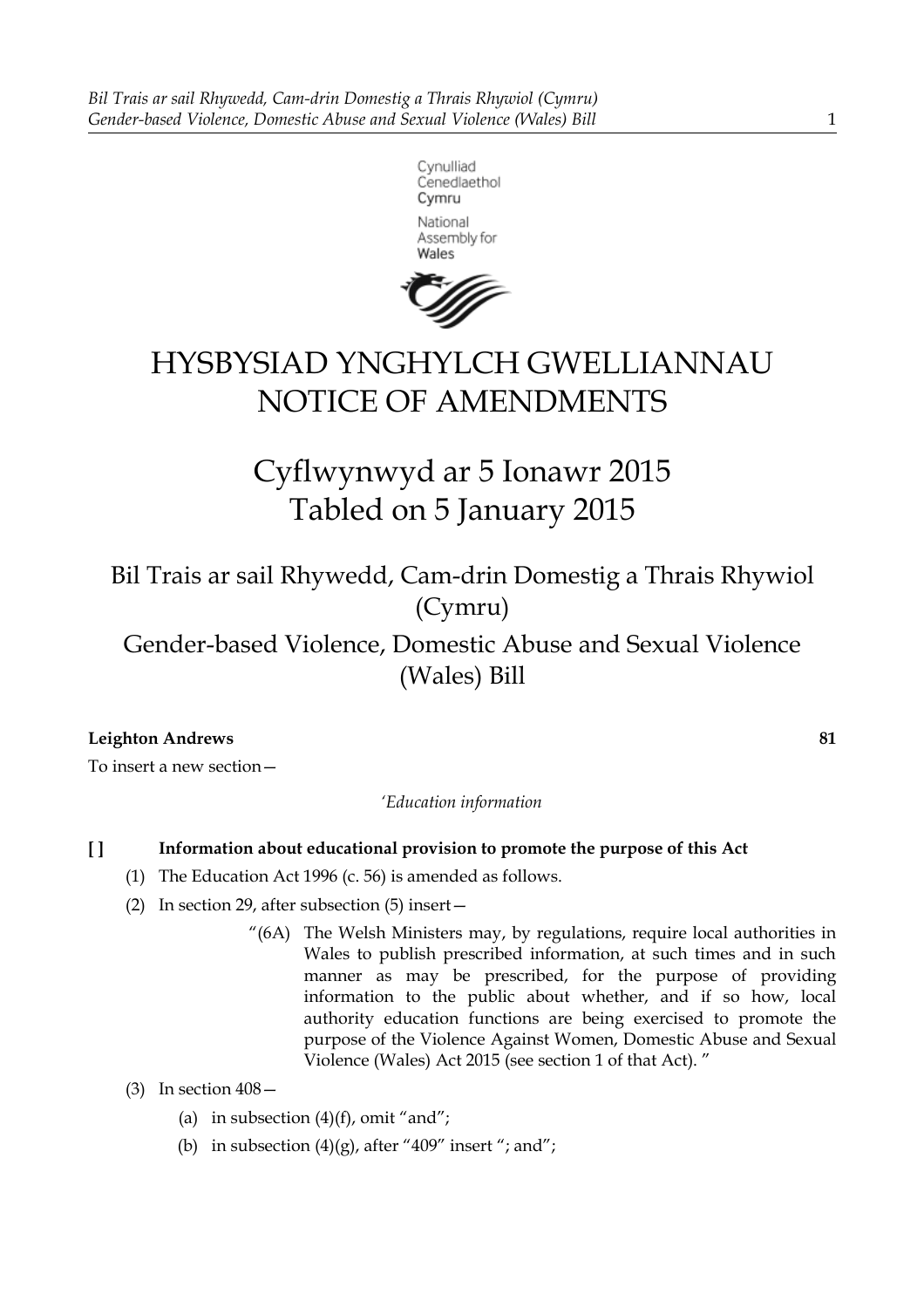Cynulliad Cenedlaethol Cymru
National Assembly for Wales

# HYSBYSIAD YNGHYLCH GWELLIANNAU
# NOTICE OF AMENDMENTS

## Cyflwynwyd ar 5 Ionawr 2015
## Tabled on 5 January 2015

### Bil Trais ar sail Rhywedd, Cam-drin Domestig a Thrais Rhywiol (Cymru)
### Gender-based Violence, Domestic Abuse and Sexual Violence (Wales) Bill

**Leighton Andrews** **81**

To insert a new section—

*'Education information*

**[ ] Information about educational provision to promote the purpose of this Act**

(1) The Education Act 1996 (c. 56) is amended as follows.

(2) In section 29, after subsection (5) insert—

> "(6A) The Welsh Ministers may, by regulations, require local authorities in Wales to publish prescribed information, at such times and in such manner as may be prescribed, for the purpose of providing information to the public about whether, and if so how, local authority education functions are being exercised to promote the purpose of the Violence Against Women, Domestic Abuse and Sexual Violence (Wales) Act 2015 (see section 1 of that Act). "

(3) In section 408—

- (a) in subsection (4)(f), omit "and";
- (b) in subsection (4)(g), after "409" insert "; and";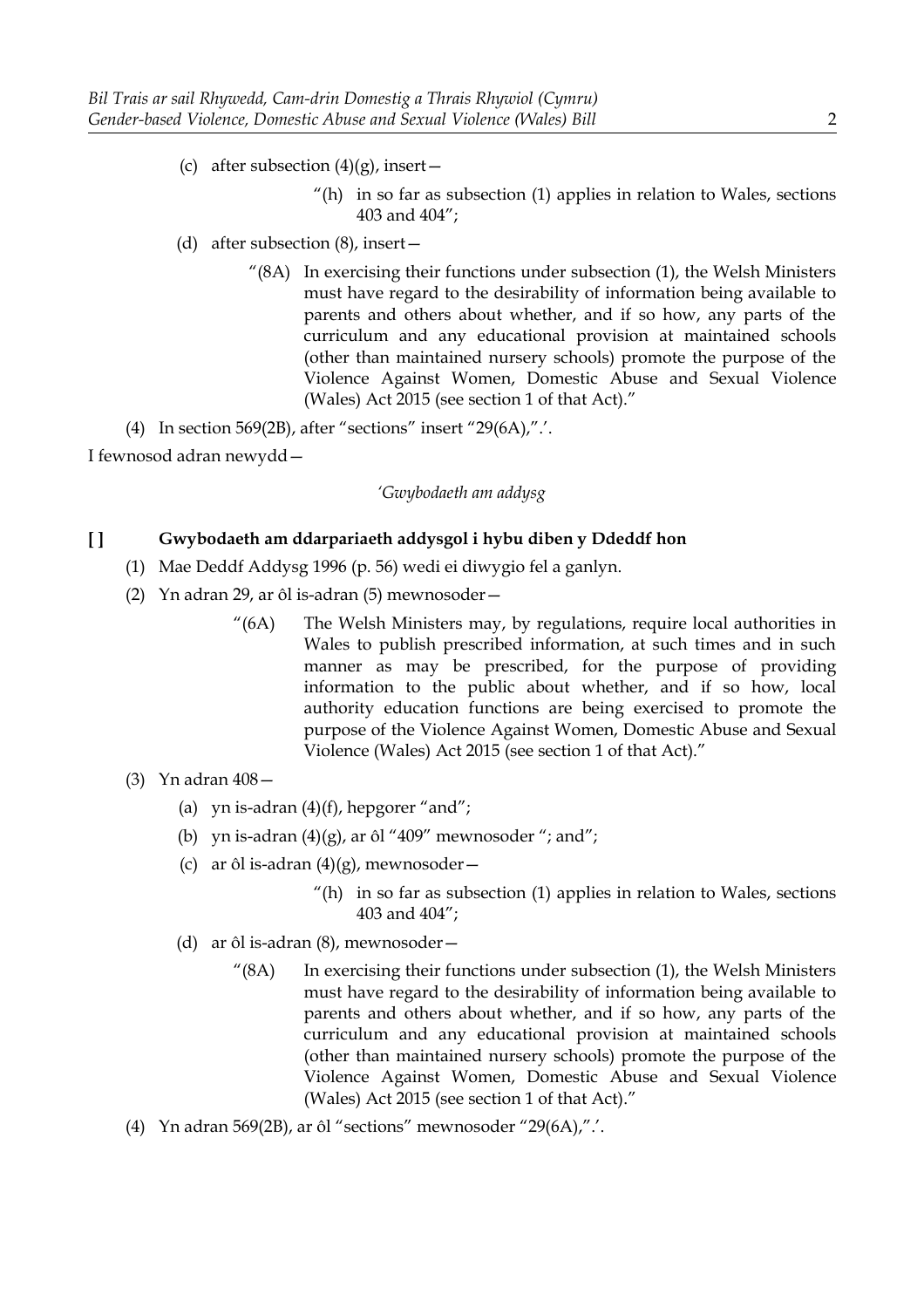(c) after subsection (4)(g), insert—

> "(h) in so far as subsection (1) applies in relation to Wales, sections 403 and 404";

(d) after subsection (8), insert—

> "(8A) In exercising their functions under subsection (1), the Welsh Ministers must have regard to the desirability of information being available to parents and others about whether, and if so how, any parts of the curriculum and any educational provision at maintained schools (other than maintained nursery schools) promote the purpose of the Violence Against Women, Domestic Abuse and Sexual Violence (Wales) Act 2015 (see section 1 of that Act)."

(4) In section 569(2B), after "sections" insert "29(6A),".'.

I fewnosod adran newydd—

*'Gwybodaeth am addysg*

**[ ] Gwybodaeth am ddarpariaeth addysgol i hybu diben y Ddeddf hon**

(1) Mae Deddf Addysg 1996 (p. 56) wedi ei diwygio fel a ganlyn.

(2) Yn adran 29, ar ôl is-adran (5) mewnosoder—

> "(6A) The Welsh Ministers may, by regulations, require local authorities in Wales to publish prescribed information, at such times and in such manner as may be prescribed, for the purpose of providing information to the public about whether, and if so how, local authority education functions are being exercised to promote the purpose of the Violence Against Women, Domestic Abuse and Sexual Violence (Wales) Act 2015 (see section 1 of that Act)."

(3) Yn adran 408—

(a) yn is-adran (4)(f), hepgorer "and";

(b) yn is-adran (4)(g), ar ôl "409" mewnosoder "; and";

(c) ar ôl is-adran (4)(g), mewnosoder—

> "(h) in so far as subsection (1) applies in relation to Wales, sections 403 and 404";

(d) ar ôl is-adran (8), mewnosoder—

> "(8A) In exercising their functions under subsection (1), the Welsh Ministers must have regard to the desirability of information being available to parents and others about whether, and if so how, any parts of the curriculum and any educational provision at maintained schools (other than maintained nursery schools) promote the purpose of the Violence Against Women, Domestic Abuse and Sexual Violence (Wales) Act 2015 (see section 1 of that Act)."

(4) Yn adran 569(2B), ar ôl "sections" mewnosoder "29(6A),".'.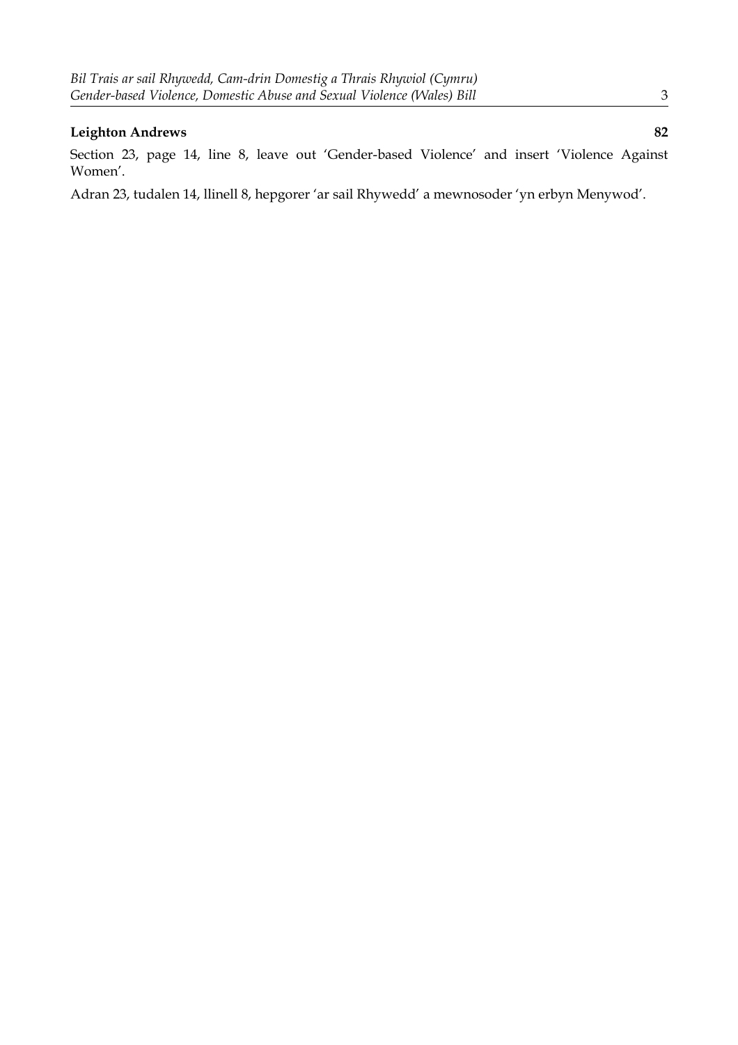**Leighton Andrews** **82**

Section 23, page 14, line 8, leave out 'Gender-based Violence' and insert 'Violence Against Women'.

Adran 23, tudalen 14, llinell 8, hepgorer 'ar sail Rhywedd' a mewnosoder 'yn erbyn Menywod'.